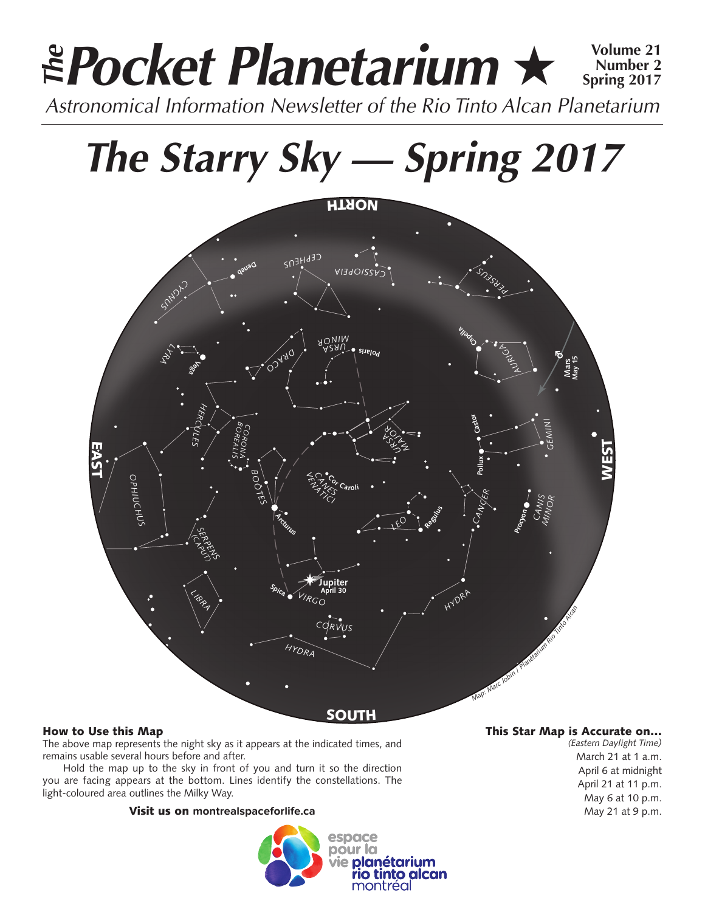# The Pocket Planetarium ★

**Volume 21**
**Number 2**
**Spring 2017**

*Astronomical Information Newsletter of the Rio Tinto Alcan Planetarium*

# *The Starry Sky — Spring 2017*

NORTH

EAST

WEST

SOUTH

CEPHEUS
CASSIOPEIA
PERSEUS
Deneb
CYGNUS
Capella
AURIGA
Mars May 15
LYRA
Vega
DRACO
URSA MINOR
Polaris
HERCULES
CORONA BOREALIS
URSA MAJOR
Castor
GEMINI
Pollux
OPHIUCHUS
BOÖTES
Cor Caroli
CANES VENATICI
CANCER
CANIS MINOR
Procyon
Arcturus
LEO
Regulus
SERPENS (CAPUT)
Jupiter April 30
Spica
VIRGO
HYDRA
LIBRA
CORVUS
HYDRA

*Map: Marc Jobin / Planétarium Rio Tinto Alcan*

### How to Use this Map

The above map represents the night sky as it appears at the indicated times, and remains usable several hours before and after.

Hold the map up to the sky in front of you and turn it so the direction you are facing appears at the bottom. Lines identify the constellations. The light-coloured area outlines the Milky Way.

**Visit us on montrealspaceforlife.ca**

### This Star Map is Accurate on...

*(Eastern Daylight Time)*

March 21 at 1 a.m.
April 6 at midnight
April 21 at 11 p.m.
May 6 at 10 p.m.
May 21 at 9 p.m.

espace pour la vie **planétarium rio tinto alcan** montréal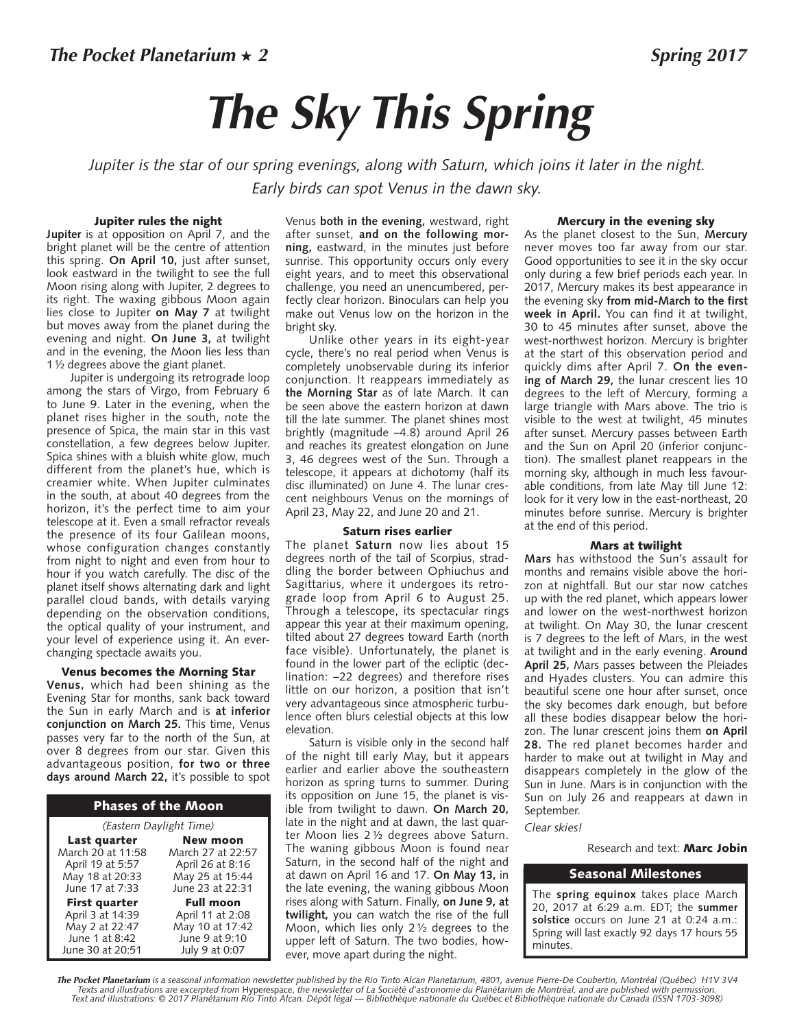# The Sky This Spring

*Jupiter is the star of our spring evenings, along with Saturn, which joins it later in the night. Early birds can spot Venus in the dawn sky.*

### Jupiter rules the night

**Jupiter** is at opposition on April 7, and the bright planet will be the centre of attention this spring. **On April 10,** just after sunset, look eastward in the twilight to see the full Moon rising along with Jupiter, 2 degrees to its right. The waxing gibbous Moon again lies close to Jupiter **on May 7** at twilight but moves away from the planet during the evening and night. **On June 3,** at twilight and in the evening, the Moon lies less than 1½ degrees above the giant planet.

Jupiter is undergoing its retrograde loop among the stars of Virgo, from February 6 to June 9. Later in the evening, when the planet rises higher in the south, note the presence of Spica, the main star in this vast constellation, a few degrees below Jupiter. Spica shines with a bluish white glow, much different from the planet's hue, which is creamier white. When Jupiter culminates in the south, at about 40 degrees from the horizon, it's the perfect time to aim your telescope at it. Even a small refractor reveals the presence of its four Galilean moons, whose configuration changes constantly from night to night and even from hour to hour if you watch carefully. The disc of the planet itself shows alternating dark and light parallel cloud bands, with details varying depending on the observation conditions, the optical quality of your instrument, and your level of experience using it. An ever-changing spectacle awaits you.

### Venus becomes the Morning Star

**Venus,** which had been shining as the Evening Star for months, sank back toward the Sun in early March and is **at inferior conjunction on March 25.** This time, Venus passes very far to the north of the Sun, at over 8 degrees from our star. Given this advantageous position, **for two or three days around March 22,** it's possible to spot Venus **both in the evening,** westward, right after sunset, **and on the following morning,** eastward, in the minutes just before sunrise. This opportunity occurs only every eight years, and to meet this observational challenge, you need an unencumbered, perfectly clear horizon. Binoculars can help you make out Venus low on the horizon in the bright sky.

Unlike other years in its eight-year cycle, there's no real period when Venus is completely unobservable during its inferior conjunction. It reappears immediately as **the Morning Star** as of late March. It can be seen above the eastern horizon at dawn till the late summer. The planet shines most brightly (magnitude –4.8) around April 26 and reaches its greatest elongation on June 3, 46 degrees west of the Sun. Through a telescope, it appears at dichotomy (half its disc illuminated) on June 4. The lunar crescent neighbours Venus on the mornings of April 23, May 22, and June 20 and 21.

### Saturn rises earlier

The planet **Saturn** now lies about 15 degrees north of the tail of Scorpius, straddling the border between Ophiuchus and Sagittarius, where it undergoes its retrograde loop from April 6 to August 25. Through a telescope, its spectacular rings appear this year at their maximum opening, tilted about 27 degrees toward Earth (north face visible). Unfortunately, the planet is found in the lower part of the ecliptic (declination: –22 degrees) and therefore rises little on our horizon, a position that isn't very advantageous since atmospheric turbulence often blurs celestial objects at this low elevation.

Saturn is visible only in the second half of the night till early May, but it appears earlier and earlier above the southeastern horizon as spring turns to summer. During its opposition on June 15, the planet is visible from twilight to dawn. **On March 20,** late in the night and at dawn, the last quarter Moon lies 2½ degrees above Saturn. The waning gibbous Moon is found near Saturn, in the second half of the night and at dawn on April 16 and 17. **On May 13,** in the late evening, the waning gibbous Moon rises along with Saturn. Finally, **on June 9, at twilight,** you can watch the rise of the full Moon, which lies only 2½ degrees to the upper left of Saturn. The two bodies, however, move apart during the night.

### Mercury in the evening sky

As the planet closest to the Sun, **Mercury** never moves too far away from our star. Good opportunities to see it in the sky occur only during a few brief periods each year. In 2017, Mercury makes its best appearance in the evening sky **from mid-March to the first week in April.** You can find it at twilight, 30 to 45 minutes after sunset, above the west-northwest horizon. Mercury is brighter at the start of this observation period and quickly dims after April 7. **On the evening of March 29,** the lunar crescent lies 10 degrees to the left of Mercury, forming a large triangle with Mars above. The trio is visible to the west at twilight, 45 minutes after sunset. Mercury passes between Earth and the Sun on April 20 (inferior conjunction). The smallest planet reappears in the morning sky, although in much less favourable conditions, from late May till June 12: look for it very low in the east-northeast, 20 minutes before sunrise. Mercury is brighter at the end of this period.

### Mars at twilight

**Mars** has withstood the Sun's assault for months and remains visible above the horizon at nightfall. But our star now catches up with the red planet, which appears lower and lower on the west-northwest horizon at twilight. On May 30, the lunar crescent is 7 degrees to the left of Mars, in the west at twilight and in the early evening. **Around April 25,** Mars passes between the Pleiades and Hyades clusters. You can admire this beautiful scene one hour after sunset, once the sky becomes dark enough, but before all these bodies disappear below the horizon. The lunar crescent joins them **on April 28.** The red planet becomes harder and harder to make out at twilight in May and disappears completely in the glow of the Sun in June. Mars is in conjunction with the Sun on July 26 and reappears at dawn in September.

*Clear skies!*

Research and text: **Marc Jobin**

### Phases of the Moon

*(Eastern Daylight Time)*

| Last quarter | New moon |
|---|---|
| March 20 at 11:58 | March 27 at 22:57 |
| April 19 at 5:57 | April 26 at 8:16 |
| May 18 at 20:33 | May 25 at 15:44 |
| June 17 at 7:33 | June 23 at 22:31 |
| **First quarter** | **Full moon** |
| April 3 at 14:39 | April 11 at 2:08 |
| May 2 at 22:47 | May 10 at 17:42 |
| June 1 at 8:42 | June 9 at 9:10 |
| June 30 at 20:51 | July 9 at 0:07 |

### Seasonal Milestones

The **spring equinox** takes place March 20, 2017 at 6:29 a.m. EDT; the **summer solstice** occurs on June 21 at 0:24 a.m.: Spring will last exactly 92 days 17 hours 55 minutes.

*The Pocket Planetarium is a seasonal information newsletter published by the Rio Tinto Alcan Planetarium, 4801, avenue Pierre-De Coubertin, Montréal (Québec) H1V 3V4. Texts and illustrations are excerpted from Hyperespace, the newsletter of La Société d'astronomie du Planétarium de Montréal, and are published with permission. Text and illustrations: © 2017 Planétarium Rio Tinto Alcan. Dépôt légal — Bibliothèque nationale du Québec et Bibliothèque nationale du Canada (ISSN 1703-3098)*